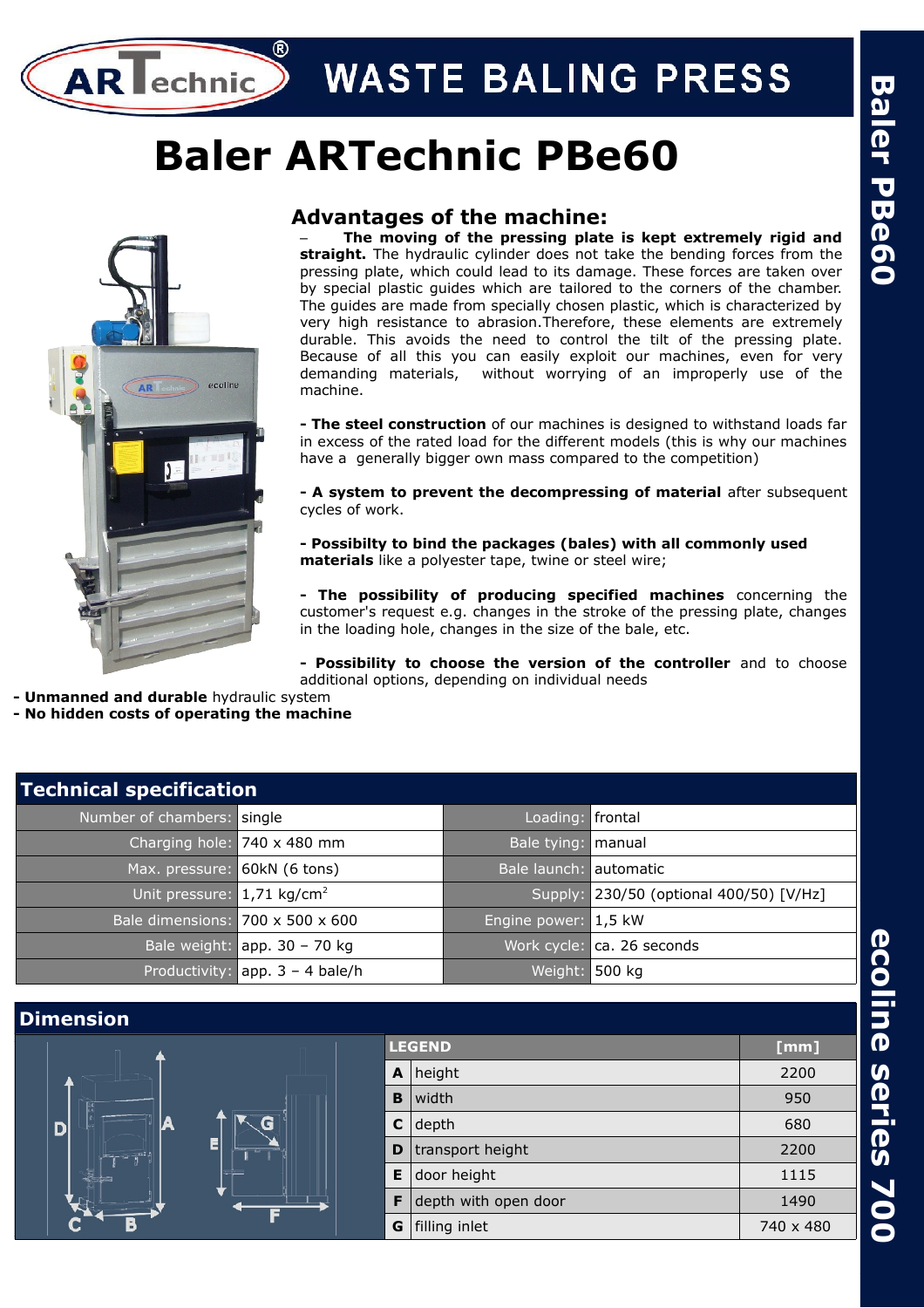# WASTE BALING PRESS

# Baler ARTechnic PBe60

## Advantages of the machine:

– **The moving of the pressing plate is kept extremely rigid and straight.** The hydraulic cylinder does not take the bending forces from the pressing plate, which could lead to its damage. These forces are taken over by special plastic guides which are tailored to the corners of the chamber. The guides are made from specially chosen plastic, which is characterized by very high resistance to abrasion.Therefore, these elements are extremely durable. This avoids the need to control the tilt of the pressing plate. Because of all this you can easily exploit our machines, even for very demanding materials, without worrying of an improperly use of the machine.

- **The steel construction** of our machines is designed to withstand loads far in excess of the rated load for the different models (this is why our machines have a generally bigger own mass compared to the competition)

- **A system to prevent the decompressing of material** after subsequent cycles of work.

- **Possibilty to bind the packages (bales) with all commonly used materials** like a polyester tape, twine or steel wire;

- **The possibility of producing specified machines** concerning the customer's request e.g. changes in the stroke of the pressing plate, changes in the loading hole, changes in the size of the bale, etc.

- **Possibility to choose the version of the controller** and to choose additional options, depending on individual needs

- **Unmanned and durable** hydraulic system
- **No hidden costs of operating the machine**

## Technical specification

| | | | |
|---|---|---|---|
| Number of chambers: | single | Loading: | frontal |
| Charging hole: | 740 x 480 mm | Bale tying: | manual |
| Max. pressure: | 60kN (6 tons) | Bale launch: | automatic |
| Unit pressure: | 1,71 kg/cm$^2$ | Supply: | 230/50 (optional 400/50) [V/Hz] |
| Bale dimensions: | 700 x 500 x 600 | Engine power: | 1,5 kW |
| Bale weight: | app. 30 – 70 kg | Work cycle: | ca. 26 seconds |
| Productivity: | app. 3 – 4 bale/h | Weight: | 500 kg |

## Dimension

| | LEGEND | [mm] |
|---|---|---|
| A | height | 2200 |
| B | width | 950 |
| C | depth | 680 |
| D | transport height | 2200 |
| E | door height | 1115 |
| F | depth with open door | 1490 |
| G | filling inlet | 740 x 480 |

Baler PBe60

ecoline series 700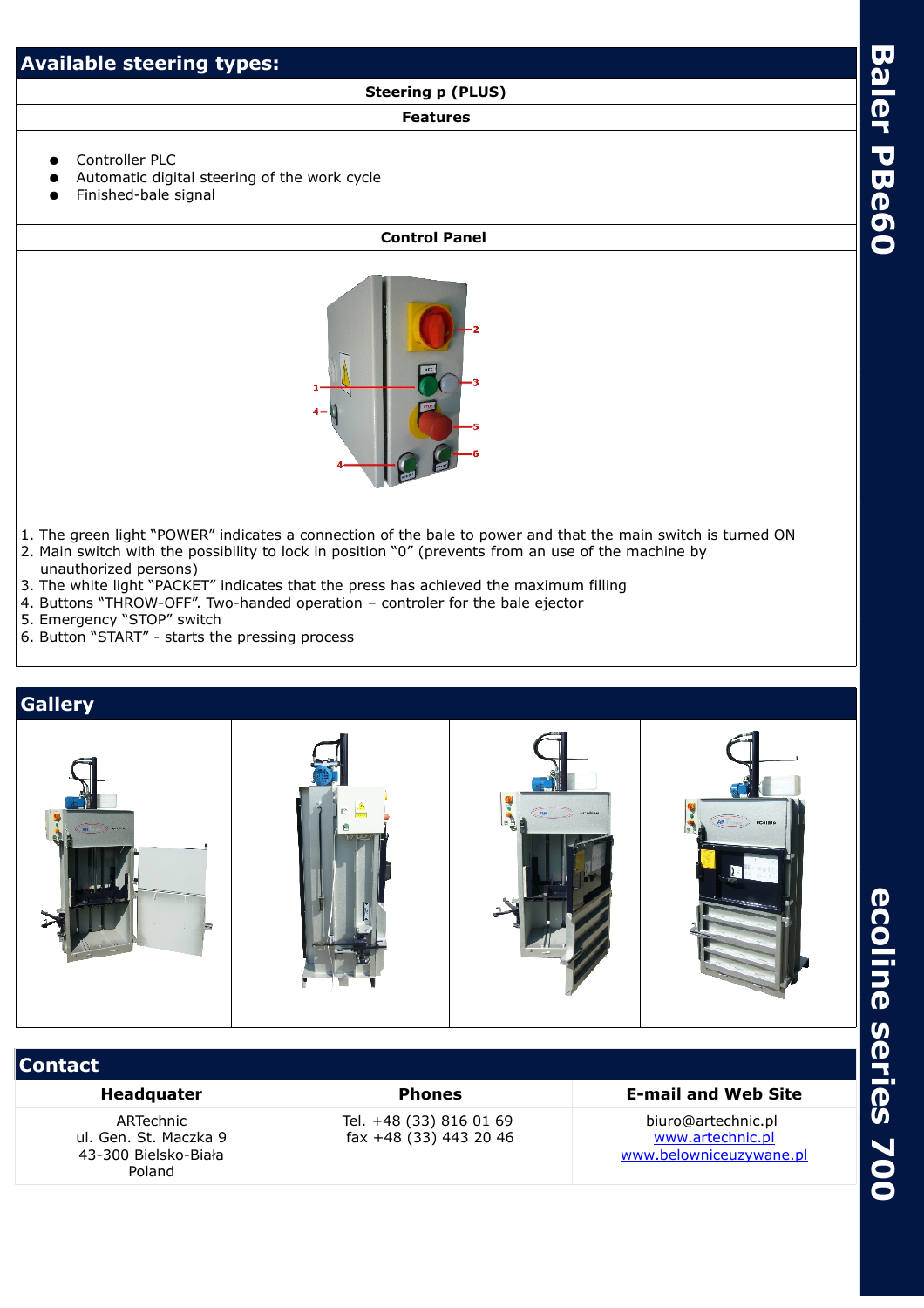## Available steering types:

**Steering p (PLUS)**

**Features**

- Controller PLC
- Automatic digital steering of the work cycle
- Finished-bale signal

**Control Panel**

1. The green light “POWER” indicates a connection of the bale to power and that the main switch is turned ON
2. Main switch with the possibility to lock in position “0” (prevents from an use of the machine by unauthorized persons)
3. The white light “PACKET” indicates that the press has achieved the maximum filling
4. Buttons “THROW-OFF”. Two-handed operation – controler for the bale ejector
5. Emergency “STOP” switch
6. Button “START” - starts the pressing process

## Gallery

## Contact

| Headquater | Phones | E-mail and Web Site |
| --- | --- | --- |
| ARTechnic<br>ul. Gen. St. Maczka 9<br>43-300 Bielsko-Biała<br>Poland | Tel. +48 (33) 816 01 69<br>fax +48 (33) 443 20 46 | biuro@artechnic.pl<br>www.artechnic.pl<br>www.belowniceuzywane.pl |

Baler PBe60

ecoline series 700